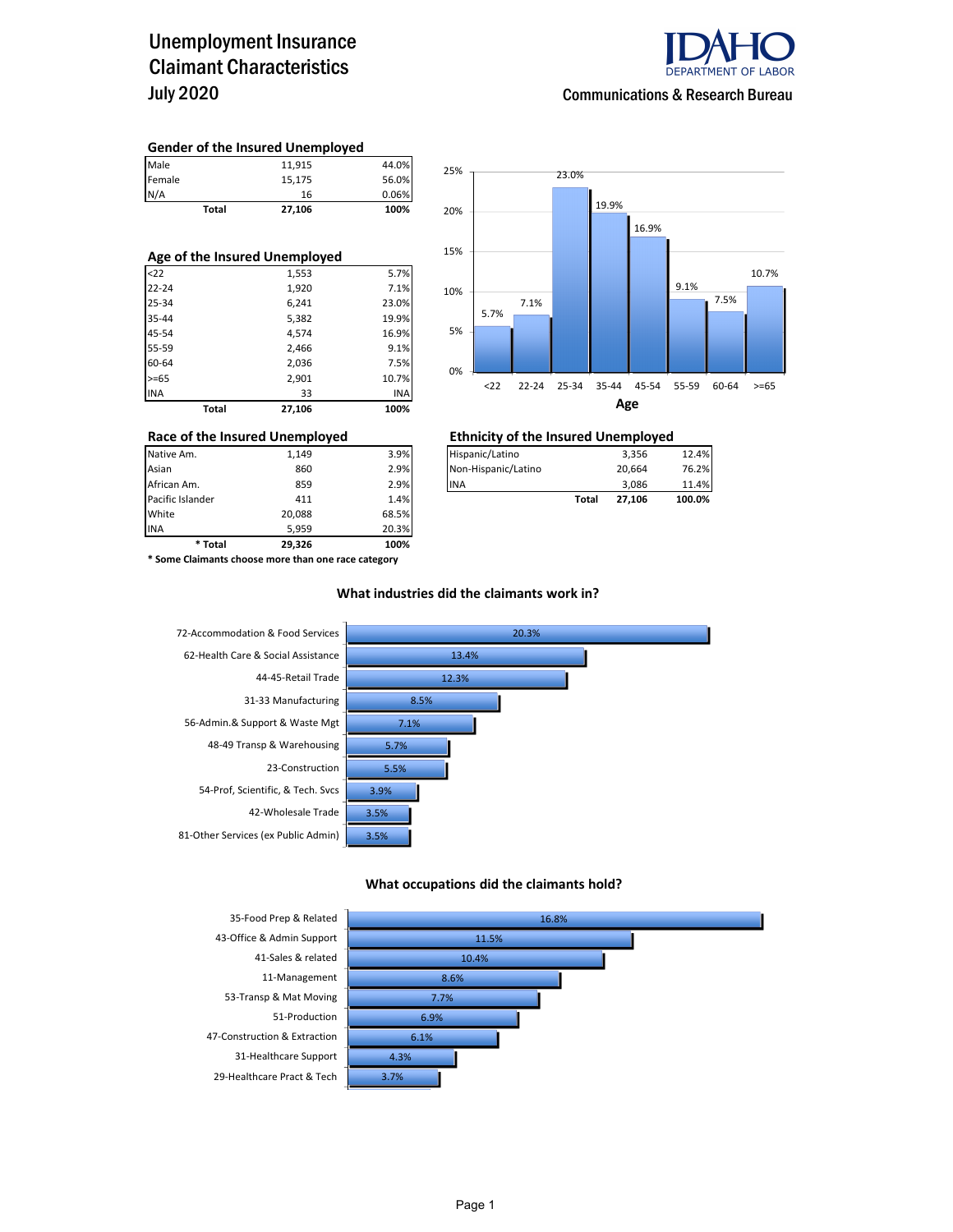# Unemployment Insurance Claimant Characteristics
## July 2020

IDAHO DEPARTMENT OF LABOR
Communications & Research Bureau

### Gender of the Insured Unemployed

| | | |
|---|---|---|
| Male | 11,915 | 44.0% |
| Female | 15,175 | 56.0% |
| N/A | 16 | 0.06% |
| **Total** | **27,106** | **100%** |

### Age of the Insured Unemployed

| | | |
|---|---|---|
| <22 | 1,553 | 5.7% |
| 22-24 | 1,920 | 7.1% |
| 25-34 | 6,241 | 23.0% |
| 35-44 | 5,382 | 19.9% |
| 45-54 | 4,574 | 16.9% |
| 55-59 | 2,466 | 9.1% |
| 60-64 | 2,036 | 7.5% |
| >=65 | 2,901 | 10.7% |
| INA | 33 | INA |
| **Total** | **27,106** | **100%** |

| Age | <22 | 22-24 | 25-34 | 35-44 | 45-54 | 55-59 | 60-64 | >=65 |
|---|---|---|---|---|---|---|---|---|
| Percent | 5.7% | 7.1% | 23.0% | 19.9% | 16.9% | 9.1% | 7.5% | 10.7% |

### Race of the Insured Unemployed

| | | |
|---|---|---|
| Native Am. | 1,149 | 3.9% |
| Asian | 860 | 2.9% |
| African Am. | 859 | 2.9% |
| Pacific Islander | 411 | 1.4% |
| White | 20,088 | 68.5% |
| INA | 5,959 | 20.3% |
| *** Total** | **29,326** | **100%** |

**\* Some Claimants choose more than one race category**

### Ethnicity of the Insured Unemployed

| | | |
|---|---|---|
| Hispanic/Latino | 3,356 | 12.4% |
| Non-Hispanic/Latino | 20,664 | 76.2% |
| INA | 3,086 | 11.4% |
| **Total** | **27,106** | **100.0%** |

### What industries did the claimants work in?

| Industry | Percent |
|---|---|
| 72-Accommodation & Food Services | 20.3% |
| 62-Health Care & Social Assistance | 13.4% |
| 44-45-Retail Trade | 12.3% |
| 31-33 Manufacturing | 8.5% |
| 56-Admin.& Support & Waste Mgt | 7.1% |
| 48-49 Transp & Warehousing | 5.7% |
| 23-Construction | 5.5% |
| 54-Prof, Scientific, & Tech. Svcs | 3.9% |
| 42-Wholesale Trade | 3.5% |
| 81-Other Services (ex Public Admin) | 3.5% |

### What occupations did the claimants hold?

| Occupation | Percent |
|---|---|
| 35-Food Prep & Related | 16.8% |
| 43-Office & Admin Support | 11.5% |
| 41-Sales & related | 10.4% |
| 11-Management | 8.6% |
| 53-Transp & Mat Moving | 7.7% |
| 51-Production | 6.9% |
| 47-Construction & Extraction | 6.1% |
| 31-Healthcare Support | 4.3% |
| 29-Healthcare Pract & Tech | 3.7% |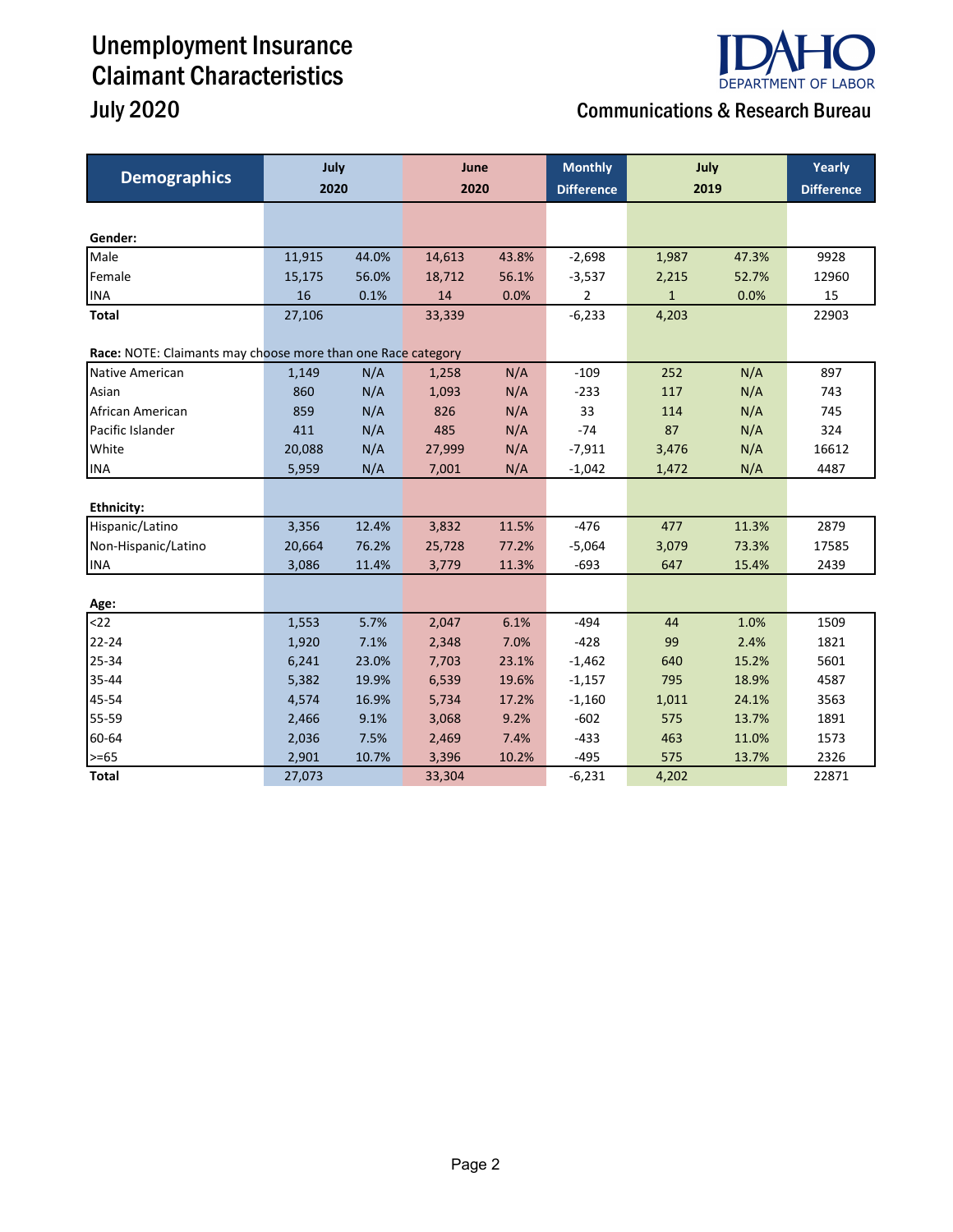# Unemployment Insurance Claimant Characteristics

## July 2020

IDAHO DEPARTMENT OF LABOR

Communications & Research Bureau

| Demographics | July 2020 | | June 2020 | | Monthly Difference | July 2019 | | Yearly Difference |
|---|---|---|---|---|---|---|---|---|
| **Gender:** | | | | | | | | |
| Male | 11,915 | 44.0% | 14,613 | 43.8% | -2,698 | 1,987 | 47.3% | 9928 |
| Female | 15,175 | 56.0% | 18,712 | 56.1% | -3,537 | 2,215 | 52.7% | 12960 |
| INA | 16 | 0.1% | 14 | 0.0% | 2 | 1 | 0.0% | 15 |
| **Total** | 27,106 | | 33,339 | | -6,233 | 4,203 | | 22903 |
| **Race:** NOTE: Claimants may choose more than one Race category | | | | | | | | |
| Native American | 1,149 | N/A | 1,258 | N/A | -109 | 252 | N/A | 897 |
| Asian | 860 | N/A | 1,093 | N/A | -233 | 117 | N/A | 743 |
| African American | 859 | N/A | 826 | N/A | 33 | 114 | N/A | 745 |
| Pacific Islander | 411 | N/A | 485 | N/A | -74 | 87 | N/A | 324 |
| White | 20,088 | N/A | 27,999 | N/A | -7,911 | 3,476 | N/A | 16612 |
| INA | 5,959 | N/A | 7,001 | N/A | -1,042 | 1,472 | N/A | 4487 |
| **Ethnicity:** | | | | | | | | |
| Hispanic/Latino | 3,356 | 12.4% | 3,832 | 11.5% | -476 | 477 | 11.3% | 2879 |
| Non-Hispanic/Latino | 20,664 | 76.2% | 25,728 | 77.2% | -5,064 | 3,079 | 73.3% | 17585 |
| INA | 3,086 | 11.4% | 3,779 | 11.3% | -693 | 647 | 15.4% | 2439 |
| **Age:** | | | | | | | | |
| <22 | 1,553 | 5.7% | 2,047 | 6.1% | -494 | 44 | 1.0% | 1509 |
| 22-24 | 1,920 | 7.1% | 2,348 | 7.0% | -428 | 99 | 2.4% | 1821 |
| 25-34 | 6,241 | 23.0% | 7,703 | 23.1% | -1,462 | 640 | 15.2% | 5601 |
| 35-44 | 5,382 | 19.9% | 6,539 | 19.6% | -1,157 | 795 | 18.9% | 4587 |
| 45-54 | 4,574 | 16.9% | 5,734 | 17.2% | -1,160 | 1,011 | 24.1% | 3563 |
| 55-59 | 2,466 | 9.1% | 3,068 | 9.2% | -602 | 575 | 13.7% | 1891 |
| 60-64 | 2,036 | 7.5% | 2,469 | 7.4% | -433 | 463 | 11.0% | 1573 |
| >=65 | 2,901 | 10.7% | 3,396 | 10.2% | -495 | 575 | 13.7% | 2326 |
| **Total** | 27,073 | | 33,304 | | -6,231 | 4,202 | | 22871 |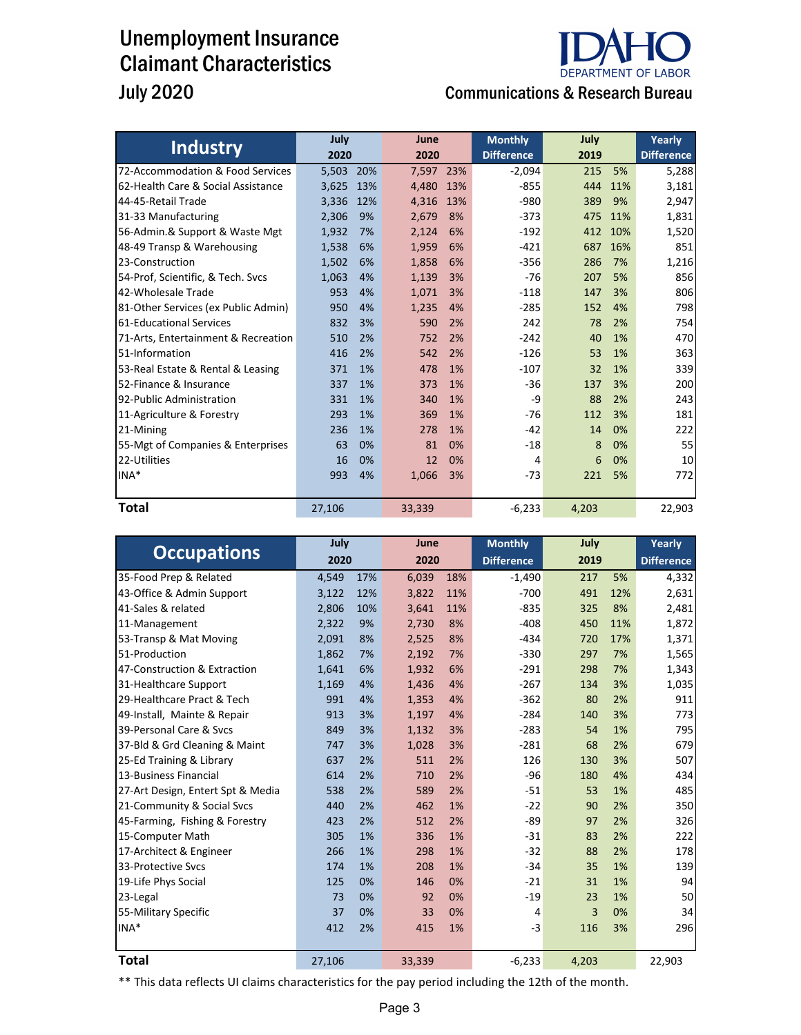# Unemployment Insurance Claimant Characteristics

## July 2020

IDAHO DEPARTMENT OF LABOR

Communications & Research Bureau

| Industry | July 2020 | | June 2020 | | Monthly Difference | July 2019 | | Yearly Difference |
|---|---|---|---|---|---|---|---|---|
| 72-Accommodation & Food Services | 5,503 | 20% | 7,597 | 23% | -2,094 | 215 | 5% | 5,288 |
| 62-Health Care & Social Assistance | 3,625 | 13% | 4,480 | 13% | -855 | 444 | 11% | 3,181 |
| 44-45-Retail Trade | 3,336 | 12% | 4,316 | 13% | -980 | 389 | 9% | 2,947 |
| 31-33 Manufacturing | 2,306 | 9% | 2,679 | 8% | -373 | 475 | 11% | 1,831 |
| 56-Admin.& Support & Waste Mgt | 1,932 | 7% | 2,124 | 6% | -192 | 412 | 10% | 1,520 |
| 48-49 Transp & Warehousing | 1,538 | 6% | 1,959 | 6% | -421 | 687 | 16% | 851 |
| 23-Construction | 1,502 | 6% | 1,858 | 6% | -356 | 286 | 7% | 1,216 |
| 54-Prof, Scientific, & Tech. Svcs | 1,063 | 4% | 1,139 | 3% | -76 | 207 | 5% | 856 |
| 42-Wholesale Trade | 953 | 4% | 1,071 | 3% | -118 | 147 | 3% | 806 |
| 81-Other Services (ex Public Admin) | 950 | 4% | 1,235 | 4% | -285 | 152 | 4% | 798 |
| 61-Educational Services | 832 | 3% | 590 | 2% | 242 | 78 | 2% | 754 |
| 71-Arts, Entertainment & Recreation | 510 | 2% | 752 | 2% | -242 | 40 | 1% | 470 |
| 51-Information | 416 | 2% | 542 | 2% | -126 | 53 | 1% | 363 |
| 53-Real Estate & Rental & Leasing | 371 | 1% | 478 | 1% | -107 | 32 | 1% | 339 |
| 52-Finance & Insurance | 337 | 1% | 373 | 1% | -36 | 137 | 3% | 200 |
| 92-Public Administration | 331 | 1% | 340 | 1% | -9 | 88 | 2% | 243 |
| 11-Agriculture & Forestry | 293 | 1% | 369 | 1% | -76 | 112 | 3% | 181 |
| 21-Mining | 236 | 1% | 278 | 1% | -42 | 14 | 0% | 222 |
| 55-Mgt of Companies & Enterprises | 63 | 0% | 81 | 0% | -18 | 8 | 0% | 55 |
| 22-Utilities | 16 | 0% | 12 | 0% | 4 | 6 | 0% | 10 |
| INA* | 993 | 4% | 1,066 | 3% | -73 | 221 | 5% | 772 |
| **Total** | 27,106 | | 33,339 | | -6,233 | 4,203 | | 22,903 |

| Occupations | July 2020 | | June 2020 | | Monthly Difference | July 2019 | | Yearly Difference |
|---|---|---|---|---|---|---|---|---|
| 35-Food Prep & Related | 4,549 | 17% | 6,039 | 18% | -1,490 | 217 | 5% | 4,332 |
| 43-Office & Admin Support | 3,122 | 12% | 3,822 | 11% | -700 | 491 | 12% | 2,631 |
| 41-Sales & related | 2,806 | 10% | 3,641 | 11% | -835 | 325 | 8% | 2,481 |
| 11-Management | 2,322 | 9% | 2,730 | 8% | -408 | 450 | 11% | 1,872 |
| 53-Transp & Mat Moving | 2,091 | 8% | 2,525 | 8% | -434 | 720 | 17% | 1,371 |
| 51-Production | 1,862 | 7% | 2,192 | 7% | -330 | 297 | 7% | 1,565 |
| 47-Construction & Extraction | 1,641 | 6% | 1,932 | 6% | -291 | 298 | 7% | 1,343 |
| 31-Healthcare Support | 1,169 | 4% | 1,436 | 4% | -267 | 134 | 3% | 1,035 |
| 29-Healthcare Pract & Tech | 991 | 4% | 1,353 | 4% | -362 | 80 | 2% | 911 |
| 49-Install, Mainte & Repair | 913 | 3% | 1,197 | 4% | -284 | 140 | 3% | 773 |
| 39-Personal Care & Svcs | 849 | 3% | 1,132 | 3% | -283 | 54 | 1% | 795 |
| 37-Bld & Grd Cleaning & Maint | 747 | 3% | 1,028 | 3% | -281 | 68 | 2% | 679 |
| 25-Ed Training & Library | 637 | 2% | 511 | 2% | 126 | 130 | 3% | 507 |
| 13-Business Financial | 614 | 2% | 710 | 2% | -96 | 180 | 4% | 434 |
| 27-Art Design, Entert Spt & Media | 538 | 2% | 589 | 2% | -51 | 53 | 1% | 485 |
| 21-Community & Social Svcs | 440 | 2% | 462 | 1% | -22 | 90 | 2% | 350 |
| 45-Farming, Fishing & Forestry | 423 | 2% | 512 | 2% | -89 | 97 | 2% | 326 |
| 15-Computer Math | 305 | 1% | 336 | 1% | -31 | 83 | 2% | 222 |
| 17-Architect & Engineer | 266 | 1% | 298 | 1% | -32 | 88 | 2% | 178 |
| 33-Protective Svcs | 174 | 1% | 208 | 1% | -34 | 35 | 1% | 139 |
| 19-Life Phys Social | 125 | 0% | 146 | 0% | -21 | 31 | 1% | 94 |
| 23-Legal | 73 | 0% | 92 | 0% | -19 | 23 | 1% | 50 |
| 55-Military Specific | 37 | 0% | 33 | 0% | 4 | 3 | 0% | 34 |
| INA* | 412 | 2% | 415 | 1% | -3 | 116 | 3% | 296 |
| **Total** | 27,106 | | 33,339 | | -6,233 | 4,203 | | 22,903 |

** This data reflects UI claims characteristics for the pay period including the 12th of the month.